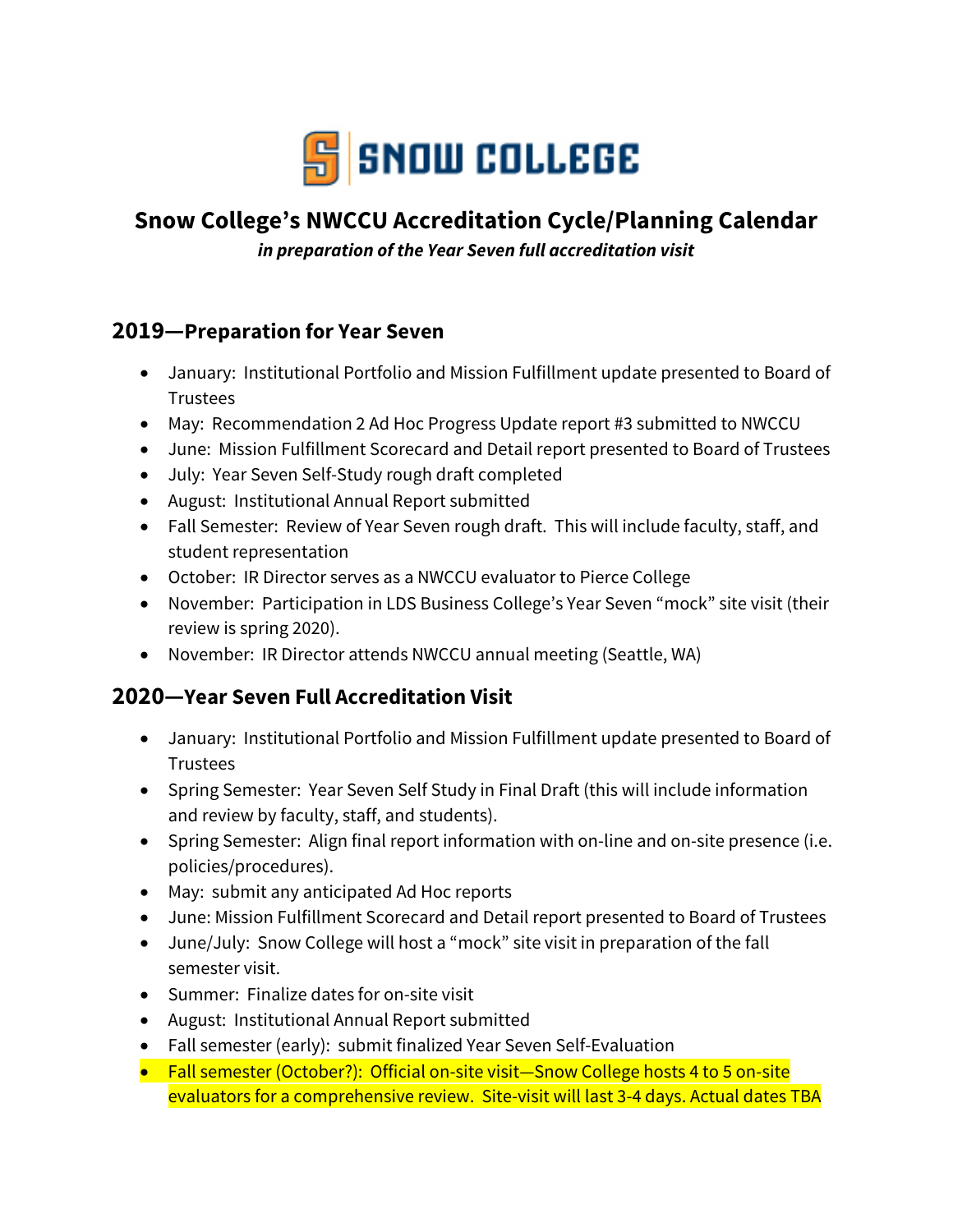# Snow College's NWCCU Accreditation Cycle/Planning Calendar

***in preparation of the Year Seven full accreditation visit***

## 2019—Preparation for Year Seven

- January: Institutional Portfolio and Mission Fulfillment update presented to Board of Trustees
- May: Recommendation 2 Ad Hoc Progress Update report #3 submitted to NWCCU
- June: Mission Fulfillment Scorecard and Detail report presented to Board of Trustees
- July: Year Seven Self-Study rough draft completed
- August: Institutional Annual Report submitted
- Fall Semester: Review of Year Seven rough draft. This will include faculty, staff, and student representation
- October: IR Director serves as a NWCCU evaluator to Pierce College
- November: Participation in LDS Business College's Year Seven "mock" site visit (their review is spring 2020).
- November: IR Director attends NWCCU annual meeting (Seattle, WA)

## 2020—Year Seven Full Accreditation Visit

- January: Institutional Portfolio and Mission Fulfillment update presented to Board of Trustees
- Spring Semester: Year Seven Self Study in Final Draft (this will include information and review by faculty, staff, and students).
- Spring Semester: Align final report information with on-line and on-site presence (i.e. policies/procedures).
- May: submit any anticipated Ad Hoc reports
- June: Mission Fulfillment Scorecard and Detail report presented to Board of Trustees
- June/July: Snow College will host a "mock" site visit in preparation of the fall semester visit.
- Summer: Finalize dates for on-site visit
- August: Institutional Annual Report submitted
- Fall semester (early): submit finalized Year Seven Self-Evaluation
- Fall semester (October?): Official on-site visit—Snow College hosts 4 to 5 on-site evaluators for a comprehensive review. Site-visit will last 3-4 days. Actual dates TBA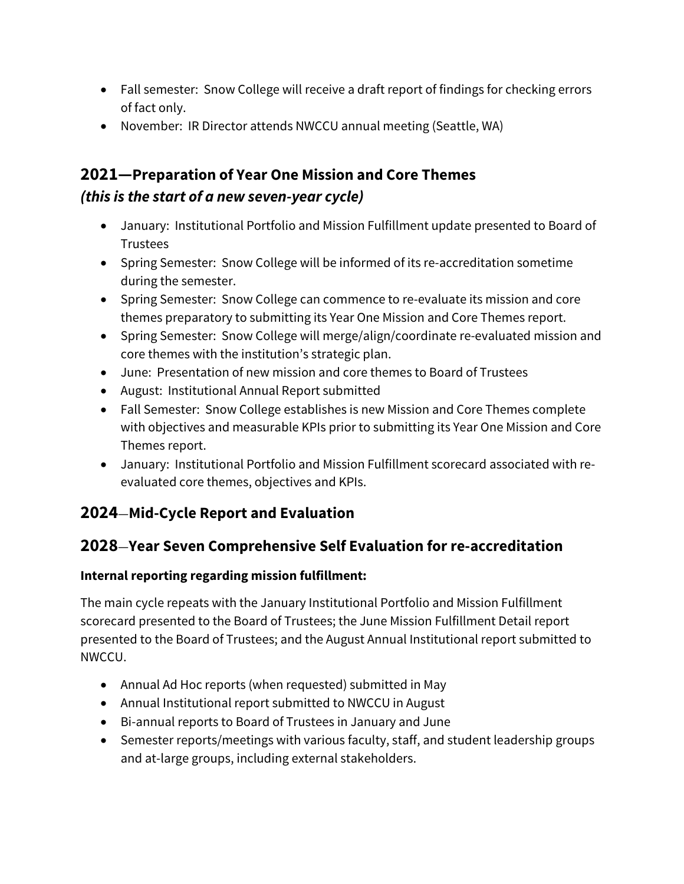- Fall semester: Snow College will receive a draft report of findings for checking errors of fact only.
- November: IR Director attends NWCCU annual meeting (Seattle, WA)

## 2021—Preparation of Year One Mission and Core Themes
### *(this is the start of a new seven-year cycle)*

- January: Institutional Portfolio and Mission Fulfillment update presented to Board of Trustees
- Spring Semester: Snow College will be informed of its re-accreditation sometime during the semester.
- Spring Semester: Snow College can commence to re-evaluate its mission and core themes preparatory to submitting its Year One Mission and Core Themes report.
- Spring Semester: Snow College will merge/align/coordinate re-evaluated mission and core themes with the institution's strategic plan.
- June: Presentation of new mission and core themes to Board of Trustees
- August: Institutional Annual Report submitted
- Fall Semester: Snow College establishes is new Mission and Core Themes complete with objectives and measurable KPIs prior to submitting its Year One Mission and Core Themes report.
- January: Institutional Portfolio and Mission Fulfillment scorecard associated with re-evaluated core themes, objectives and KPIs.

## 2024—Mid-Cycle Report and Evaluation

## 2028—Year Seven Comprehensive Self Evaluation for re-accreditation

**Internal reporting regarding mission fulfillment:**

The main cycle repeats with the January Institutional Portfolio and Mission Fulfillment scorecard presented to the Board of Trustees; the June Mission Fulfillment Detail report presented to the Board of Trustees; and the August Annual Institutional report submitted to NWCCU.

- Annual Ad Hoc reports (when requested) submitted in May
- Annual Institutional report submitted to NWCCU in August
- Bi-annual reports to Board of Trustees in January and June
- Semester reports/meetings with various faculty, staff, and student leadership groups and at-large groups, including external stakeholders.